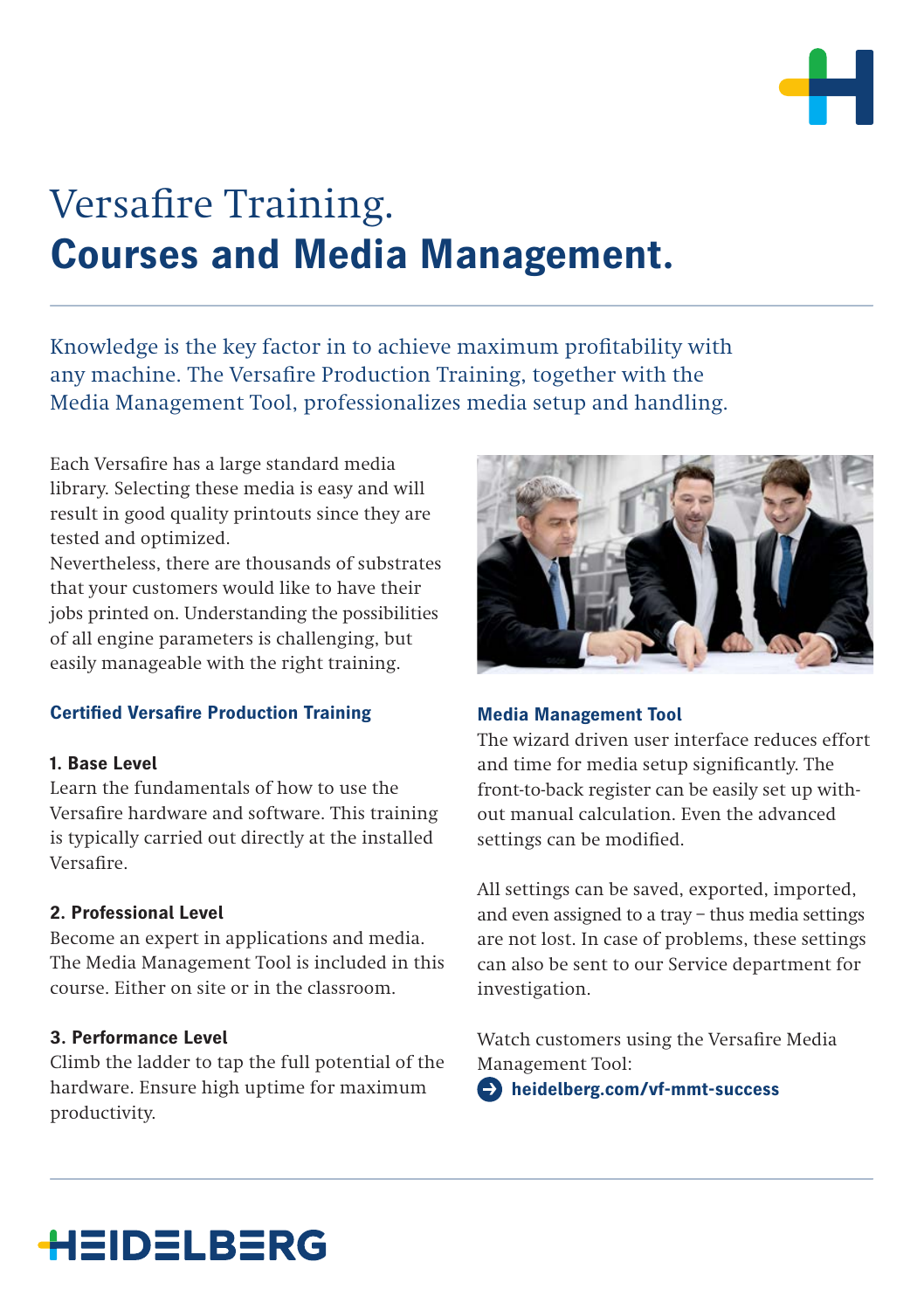# Versafire Training.
# **Courses and Media Management.**

Knowledge is the key factor in to achieve maximum profitability with any machine. The Versafire Production Training, together with the Media Management Tool, professionalizes media setup and handling.

Each Versafire has a large standard media library. Selecting these media is easy and will result in good quality printouts since they are tested and optimized.
Nevertheless, there are thousands of substrates that your customers would like to have their jobs printed on. Understanding the possibilities of all engine parameters is challenging, but easily manageable with the right training.

## Certified Versafire Production Training

**1. Base Level**
Learn the fundamentals of how to use the Versafire hardware and software. This training is typically carried out directly at the installed Versafire.

**2. Professional Level**
Become an expert in applications and media. The Media Management Tool is included in this course. Either on site or in the classroom.

**3. Performance Level**
Climb the ladder to tap the full potential of the hardware. Ensure high uptime for maximum productivity.

## Media Management Tool

The wizard driven user interface reduces effort and time for media setup significantly. The front-to-back register can be easily set up without manual calculation. Even the advanced settings can be modified.

All settings can be saved, exported, imported, and even assigned to a tray – thus media settings are not lost. In case of problems, these settings can also be sent to our Service department for investigation.

Watch customers using the Versafire Media Management Tool:
**heidelberg.com/vf-mmt-success**

HEIDELBERG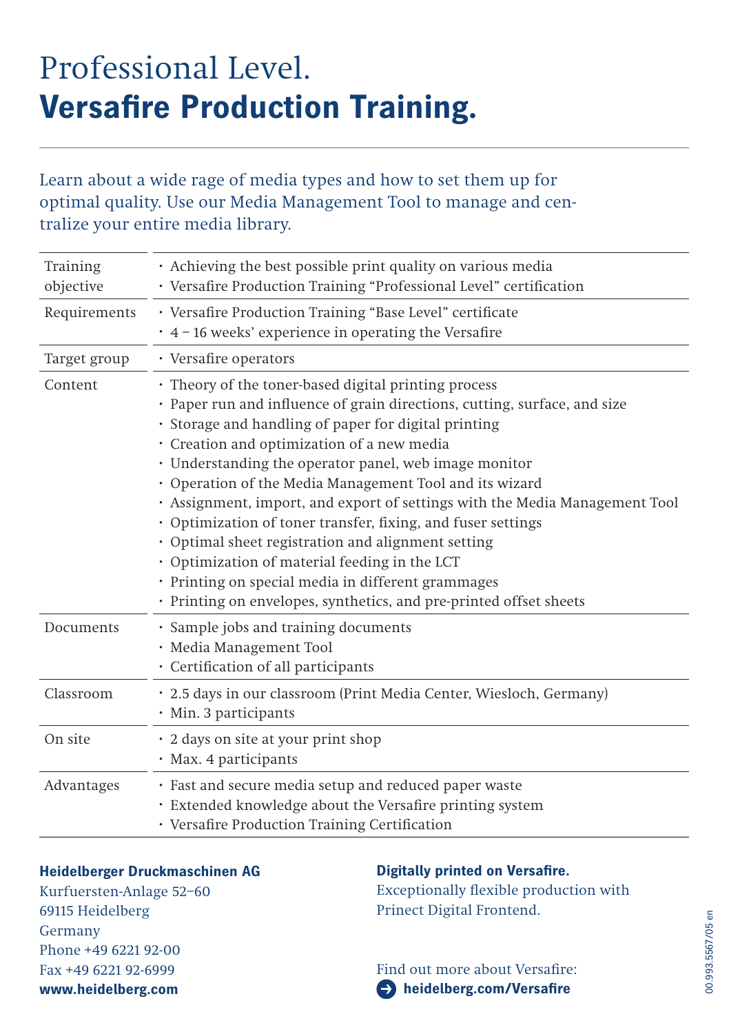# Professional Level.
# **Versafire Production Training.**

Learn about a wide rage of media types and how to set them up for optimal quality. Use our Media Management Tool to manage and centralize your entire media library.

| | |
|---|---|
| Training objective | · Achieving the best possible print quality on various media<br>· Versafire Production Training “Professional Level” certification |
| Requirements | · Versafire Production Training “Base Level” certificate<br>· 4 – 16 weeks’ experience in operating the Versafire |
| Target group | · Versafire operators |
| Content | · Theory of the toner-based digital printing process<br>· Paper run and influence of grain directions, cutting, surface, and size<br>· Storage and handling of paper for digital printing<br>· Creation and optimization of a new media<br>· Understanding the operator panel, web image monitor<br>· Operation of the Media Management Tool and its wizard<br>· Assignment, import, and export of settings with the Media Management Tool<br>· Optimization of toner transfer, fixing, and fuser settings<br>· Optimal sheet registration and alignment setting<br>· Optimization of material feeding in the LCT<br>· Printing on special media in different grammages<br>· Printing on envelopes, synthetics, and pre-printed offset sheets |
| Documents | · Sample jobs and training documents<br>· Media Management Tool<br>· Certification of all participants |
| Classroom | · 2.5 days in our classroom (Print Media Center, Wiesloch, Germany)<br>· Min. 3 participants |
| On site | · 2 days on site at your print shop<br>· Max. 4 participants |
| Advantages | · Fast and secure media setup and reduced paper waste<br>· Extended knowledge about the Versafire printing system<br>· Versafire Production Training Certification |

**Heidelberger Druckmaschinen AG**
Kurfuersten-Anlage 52–60
69115 Heidelberg
Germany
Phone +49 6221 92-00
Fax +49 6221 92-6999
**www.heidelberg.com**

**Digitally printed on Versafire.**
Exceptionally flexible production with Prinect Digital Frontend.

Find out more about Versafire:
**heidelberg.com/Versafire**

00.993.5567/05 en